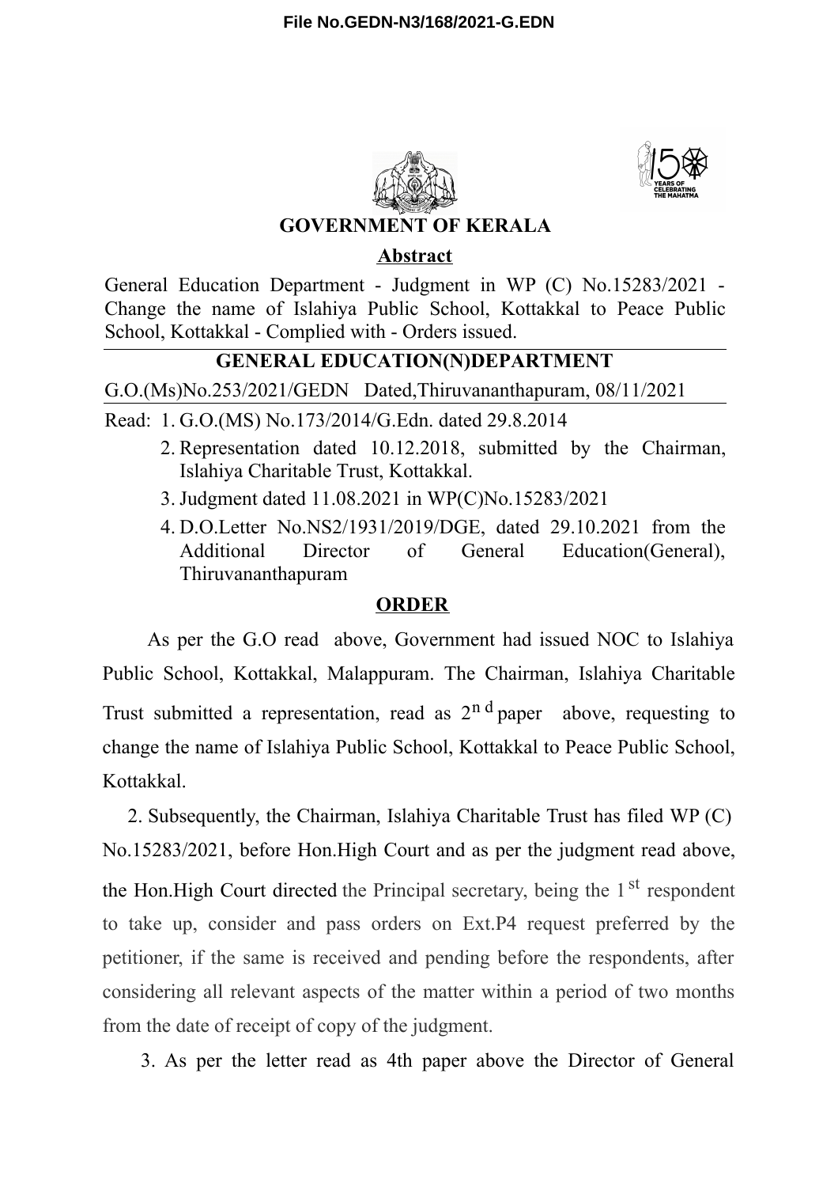File No.GEDN-N3/168/2021-G.EDN

# GOVERNMENT OF KERALA

## Abstract

General Education Department - Judgment in WP (C) No.15283/2021 - Change the name of Islahiya Public School, Kottakkal to Peace Public School, Kottakkal - Complied with - Orders issued.

## GENERAL EDUCATION(N)DEPARTMENT

G.O.(Ms)No.253/2021/GEDN Dated,Thiruvananthapuram, 08/11/2021

Read: 1. G.O.(MS) No.173/2014/G.Edn. dated 29.8.2014

2. Representation dated 10.12.2018, submitted by the Chairman, Islahiya Charitable Trust, Kottakkal.
3. Judgment dated 11.08.2021 in WP(C)No.15283/2021
4. D.O.Letter No.NS2/1931/2019/DGE, dated 29.10.2021 from the Additional Director of General Education(General), Thiruvananthapuram

## ORDER

As per the G.O read above, Government had issued NOC to Islahiya Public School, Kottakkal, Malappuram. The Chairman, Islahiya Charitable Trust submitted a representation, read as 2nd paper above, requesting to change the name of Islahiya Public School, Kottakkal to Peace Public School, Kottakkal.

2. Subsequently, the Chairman, Islahiya Charitable Trust has filed WP (C) No.15283/2021, before Hon.High Court and as per the judgment read above, the Hon.High Court directed the Principal secretary, being the 1st respondent to take up, consider and pass orders on Ext.P4 request preferred by the petitioner, if the same is received and pending before the respondents, after considering all relevant aspects of the matter within a period of two months from the date of receipt of copy of the judgment.

3. As per the letter read as 4th paper above the Director of General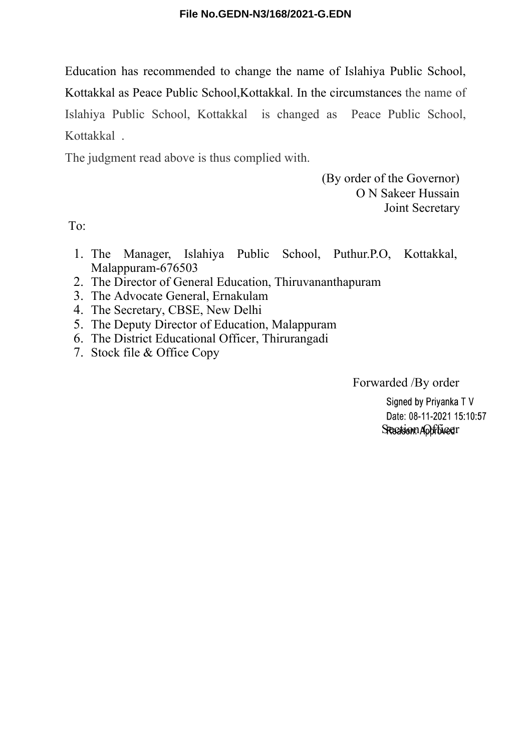Education has recommended to change the name of Islahiya Public School, Kottakkal as Peace Public School,Kottakkal. In the circumstances the name of Islahiya Public School, Kottakkal is changed as Peace Public School, Kottakkal .

The judgment read above is thus complied with.

(By order of the Governor)
O N Sakeer Hussain
Joint Secretary

To:

1. The Manager, Islahiya Public School, Puthur.P.O, Kottakkal, Malappuram-676503
2. The Director of General Education, Thiruvananthapuram
3. The Advocate General, Ernakulam
4. The Secretary, CBSE, New Delhi
5. The Deputy Director of Education, Malappuram
6. The District Educational Officer, Thirurangadi
7. Stock file & Office Copy

Forwarded /By order

Signed by Priyanka T V
Date: 08-11-2021 15:10:57
Reason: Approved

Section Officer